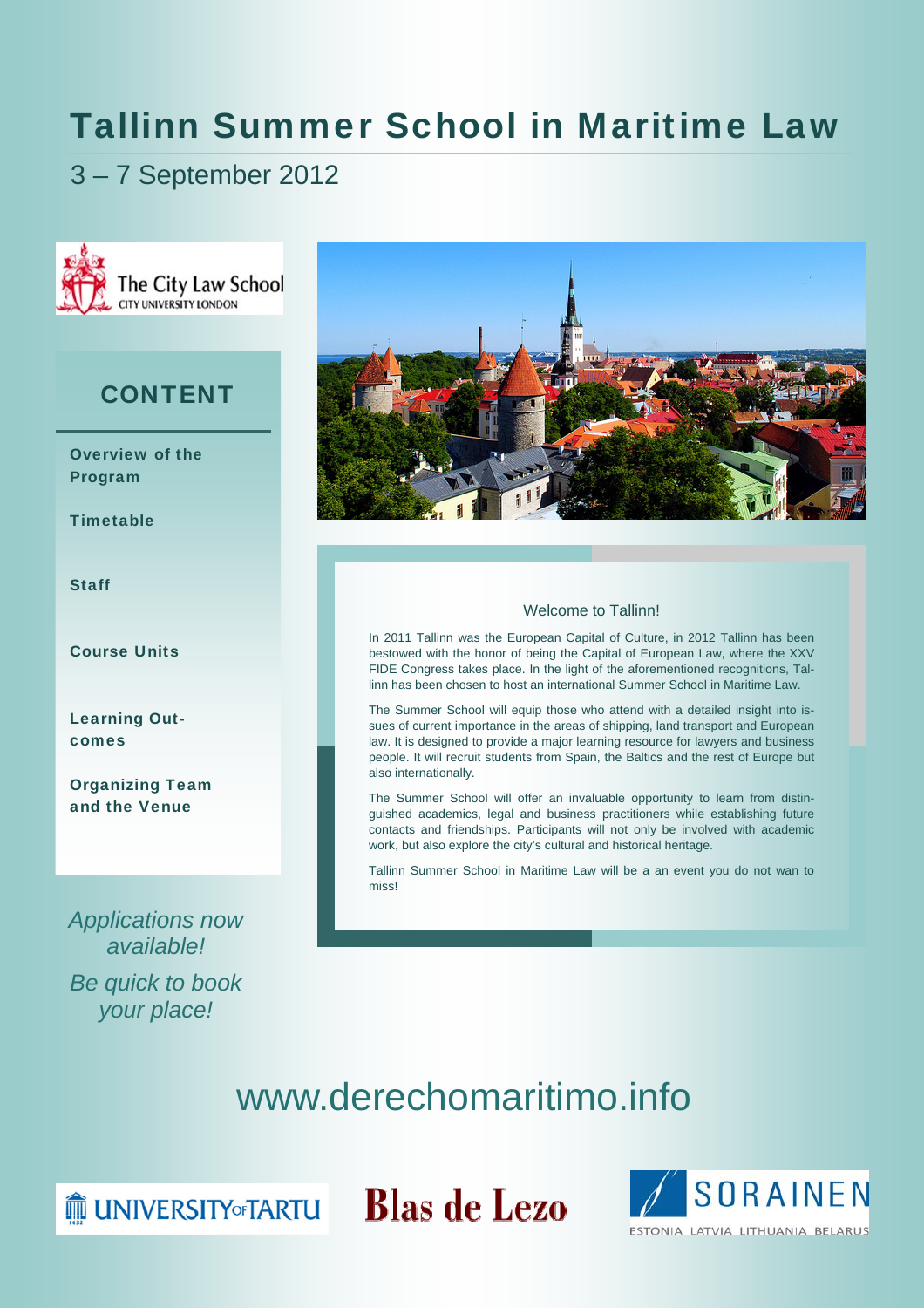# Tallinn Summer School in Maritime Law

3 – 7 September 2012

The City Law School
CITY UNIVERSITY LONDON

## CONTENT

**Overview of the Program**

**Timetable**

**Staff**

**Course Units**

**Learning Outcomes**

**Organizing Team and the Venue**

*Applications now available!*

*Be quick to book your place!*

### Welcome to Tallinn!

In 2011 Tallinn was the European Capital of Culture, in 2012 Tallinn has been bestowed with the honor of being the Capital of European Law, where the XXV FIDE Congress takes place. In the light of the aforementioned recognitions, Tallinn has been chosen to host an international Summer School in Maritime Law.

The Summer School will equip those who attend with a detailed insight into issues of current importance in the areas of shipping, land transport and European law. It is designed to provide a major learning resource for lawyers and business people. It will recruit students from Spain, the Baltics and the rest of Europe but also internationally.

The Summer School will offer an invaluable opportunity to learn from distinguished academics, legal and business practitioners while establishing future contacts and friendships. Participants will not only be involved with academic work, but also explore the city's cultural and historical heritage.

Tallinn Summer School in Maritime Law will be a an event you do not wan to miss!

www.derechomaritimo.info

UNIVERSITY OF TARTU

Blas de Lezo

SORAINEN
ESTONIA LATVIA LITHUANIA BELARUS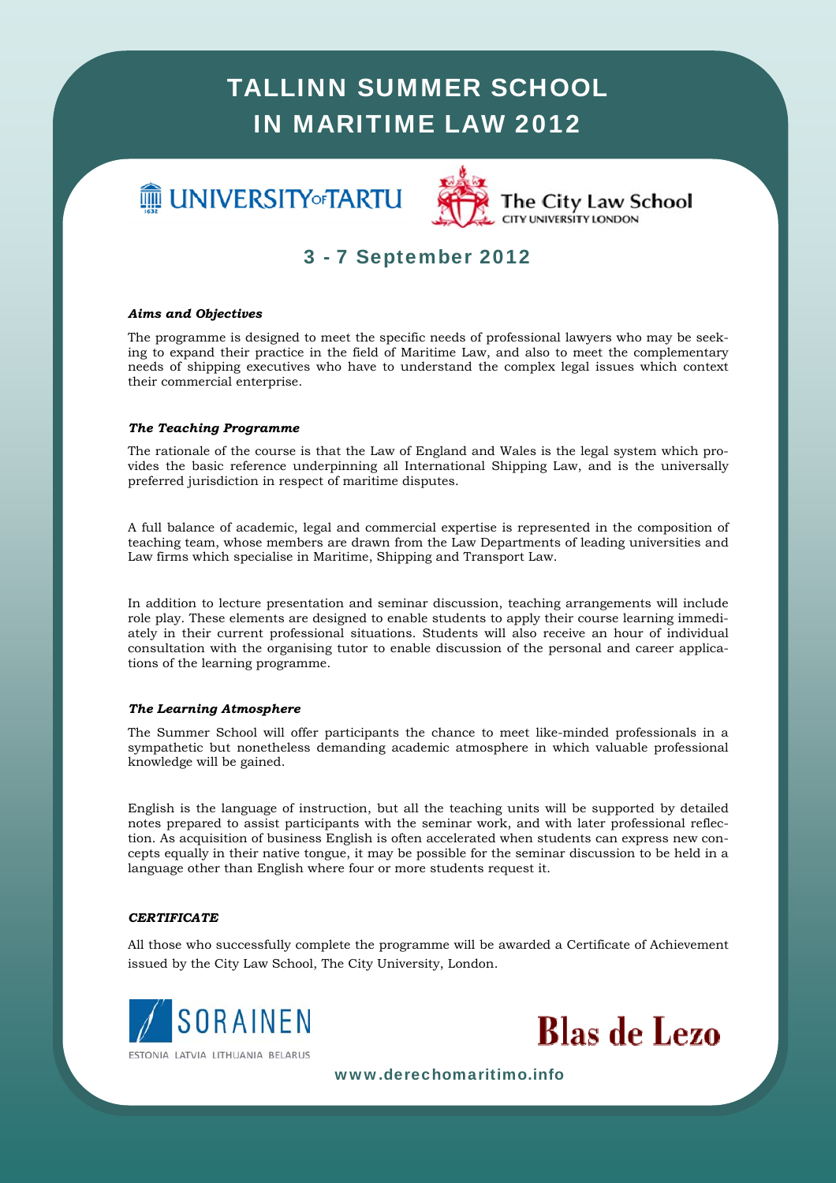# TALLINN SUMMER SCHOOL IN MARITIME LAW 2012

UNIVERSITY OF TARTU

The City Law School
CITY UNIVERSITY LONDON

## 3 - 7 September 2012

***Aims and Objectives***

The programme is designed to meet the specific needs of professional lawyers who may be seeking to expand their practice in the field of Maritime Law, and also to meet the complementary needs of shipping executives who have to understand the complex legal issues which context their commercial enterprise.

***The Teaching Programme***

The rationale of the course is that the Law of England and Wales is the legal system which provides the basic reference underpinning all International Shipping Law, and is the universally preferred jurisdiction in respect of maritime disputes.

A full balance of academic, legal and commercial expertise is represented in the composition of teaching team, whose members are drawn from the Law Departments of leading universities and Law firms which specialise in Maritime, Shipping and Transport Law.

In addition to lecture presentation and seminar discussion, teaching arrangements will include role play. These elements are designed to enable students to apply their course learning immediately in their current professional situations. Students will also receive an hour of individual consultation with the organising tutor to enable discussion of the personal and career applications of the learning programme.

***The Learning Atmosphere***

The Summer School will offer participants the chance to meet like-minded professionals in a sympathetic but nonetheless demanding academic atmosphere in which valuable professional knowledge will be gained.

English is the language of instruction, but all the teaching units will be supported by detailed notes prepared to assist participants with the seminar work, and with later professional reflection. As acquisition of business English is often accelerated when students can express new concepts equally in their native tongue, it may be possible for the seminar discussion to be held in a language other than English where four or more students request it.

***CERTIFICATE***

All those who successfully complete the programme will be awarded a Certificate of Achievement issued by the City Law School, The City University, London.

SORAINEN
ESTONIA LATVIA LITHUANIA BELARUS

Blas de Lezo

www.derechomaritimo.info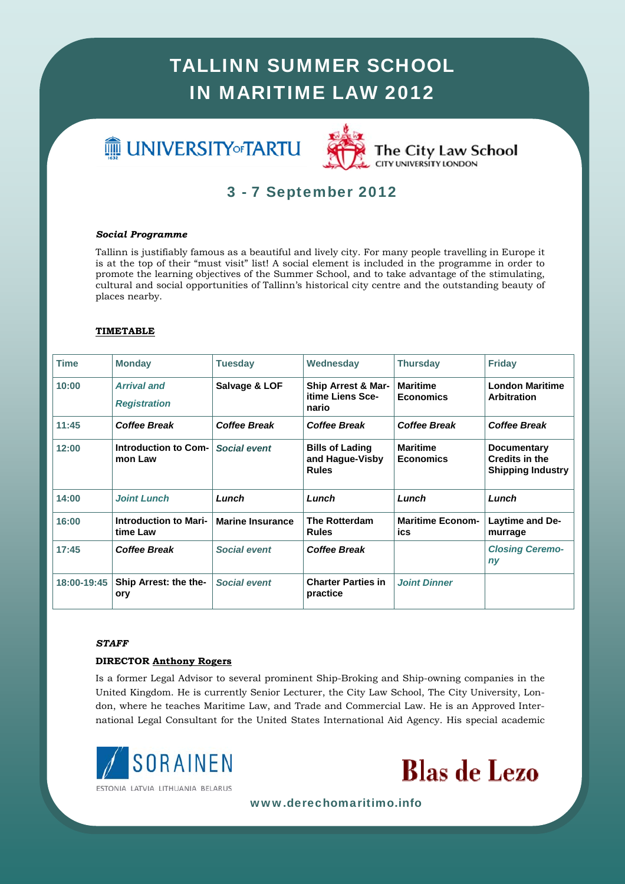# TALLINN SUMMER SCHOOL IN MARITIME LAW 2012

UNIVERSITY OF TARTU

The City Law School
CITY UNIVERSITY LONDON

## 3 - 7 September 2012

***Social Programme***

Tallinn is justifiably famous as a beautiful and lively city. For many people travelling in Europe it is at the top of their "must visit" list! A social element is included in the programme in order to promote the learning objectives of the Summer School, and to take advantage of the stimulating, cultural and social opportunities of Tallinn's historical city centre and the outstanding beauty of places nearby.

**TIMETABLE**

| Time | Monday | Tuesday | Wednesday | Thursday | Friday |
|---|---|---|---|---|---|
| 10:00 | *Arrival and Registration* | **Salvage & LOF** | **Ship Arrest & Maritime Liens Scenario** | **Maritime Economics** | **London Maritime Arbitration** |
| 11:45 | ***Coffee Break*** | ***Coffee Break*** | ***Coffee Break*** | ***Coffee Break*** | ***Coffee Break*** |
| 12:00 | **Introduction to Common Law** | *Social event* | **Bills of Lading and Hague-Visby Rules** | **Maritime Economics** | **Documentary Credits in the Shipping Industry** |
| 14:00 | *Joint Lunch* | ***Lunch*** | ***Lunch*** | ***Lunch*** | ***Lunch*** |
| 16:00 | **Introduction to Maritime Law** | **Marine Insurance** | **The Rotterdam Rules** | **Maritime Economics** | **Laytime and Demurrage** |
| 17:45 | ***Coffee Break*** | *Social event* | ***Coffee Break*** | | *Closing Ceremony* |
| 18:00-19:45 | **Ship Arrest: the theory** | *Social event* | **Charter Parties in practice** | *Joint Dinner* | |

***STAFF***

**DIRECTOR Anthony Rogers**

Is a former Legal Advisor to several prominent Ship-Broking and Ship-owning companies in the United Kingdom. He is currently Senior Lecturer, the City Law School, The City University, London, where he teaches Maritime Law, and Trade and Commercial Law. He is an Approved International Legal Consultant for the United States International Aid Agency. His special academic

SORAINEN
ESTONIA LATVIA LITHUANIA BELARUS

Blas de Lezo

www.derechomaritimo.info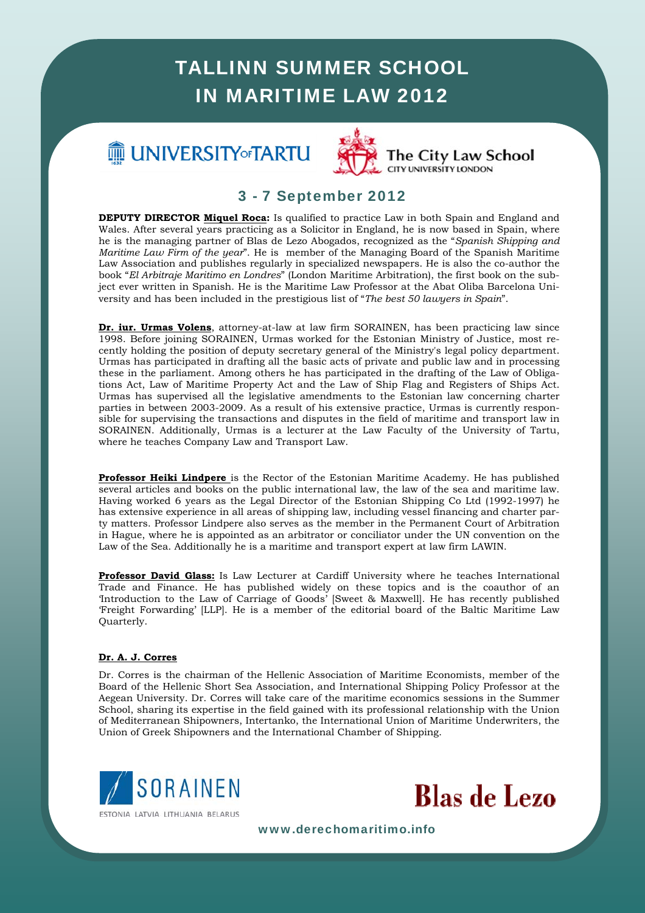# TALLINN SUMMER SCHOOL IN MARITIME LAW 2012

UNIVERSITY of TARTU

The City Law School
CITY UNIVERSITY LONDON

## 3 - 7 September 2012

**DEPUTY DIRECTOR Miquel Roca:** Is qualified to practice Law in both Spain and England and Wales. After several years practicing as a Solicitor in England, he is now based in Spain, where he is the managing partner of Blas de Lezo Abogados, recognized as the "*Spanish Shipping and Maritime Law Firm of the year*". He is member of the Managing Board of the Spanish Maritime Law Association and publishes regularly in specialized newspapers. He is also the co-author the book "*El Arbitraje Marítimo en Londres*" (London Maritime Arbitration), the first book on the subject ever written in Spanish. He is the Maritime Law Professor at the Abat Oliba Barcelona University and has been included in the prestigious list of "*The best 50 lawyers in Spain*".

**Dr. iur. Urmas Volens**, attorney-at-law at law firm SORAINEN, has been practicing law since 1998. Before joining SORAINEN, Urmas worked for the Estonian Ministry of Justice, most recently holding the position of deputy secretary general of the Ministry's legal policy department. Urmas has participated in drafting all the basic acts of private and public law and in processing these in the parliament. Among others he has participated in the drafting of the Law of Obligations Act, Law of Maritime Property Act and the Law of Ship Flag and Registers of Ships Act. Urmas has supervised all the legislative amendments to the Estonian law concerning charter parties in between 2003-2009. As a result of his extensive practice, Urmas is currently responsible for supervising the transactions and disputes in the field of maritime and transport law in SORAINEN. Additionally, Urmas is a lecturer at the Law Faculty of the University of Tartu, where he teaches Company Law and Transport Law.

**Professor Heiki Lindpere** is the Rector of the Estonian Maritime Academy. He has published several articles and books on the public international law, the law of the sea and maritime law. Having worked 6 years as the Legal Director of the Estonian Shipping Co Ltd (1992-1997) he has extensive experience in all areas of shipping law, including vessel financing and charter party matters. Professor Lindpere also serves as the member in the Permanent Court of Arbitration in Hague, where he is appointed as an arbitrator or conciliator under the UN convention on the Law of the Sea. Additionally he is a maritime and transport expert at law firm LAWIN.

**Professor David Glass:** Is Law Lecturer at Cardiff University where he teaches International Trade and Finance. He has published widely on these topics and is the coauthor of an 'Introduction to the Law of Carriage of Goods' [Sweet & Maxwell]. He has recently published 'Freight Forwarding' [LLP]. He is a member of the editorial board of the Baltic Maritime Law Quarterly.

**Dr. A. J. Corres**

Dr. Corres is the chairman of the Hellenic Association of Maritime Economists, member of the Board of the Hellenic Short Sea Association, and International Shipping Policy Professor at the Aegean University. Dr. Corres will take care of the maritime economics sessions in the Summer School, sharing its expertise in the field gained with its professional relationship with the Union of Mediterranean Shipowners, Intertanko, the International Union of Maritime Underwriters, the Union of Greek Shipowners and the International Chamber of Shipping.

SORAINEN
ESTONIA LATVIA LITHUANIA BELARUS

Blas de Lezo

www.derechomaritimo.info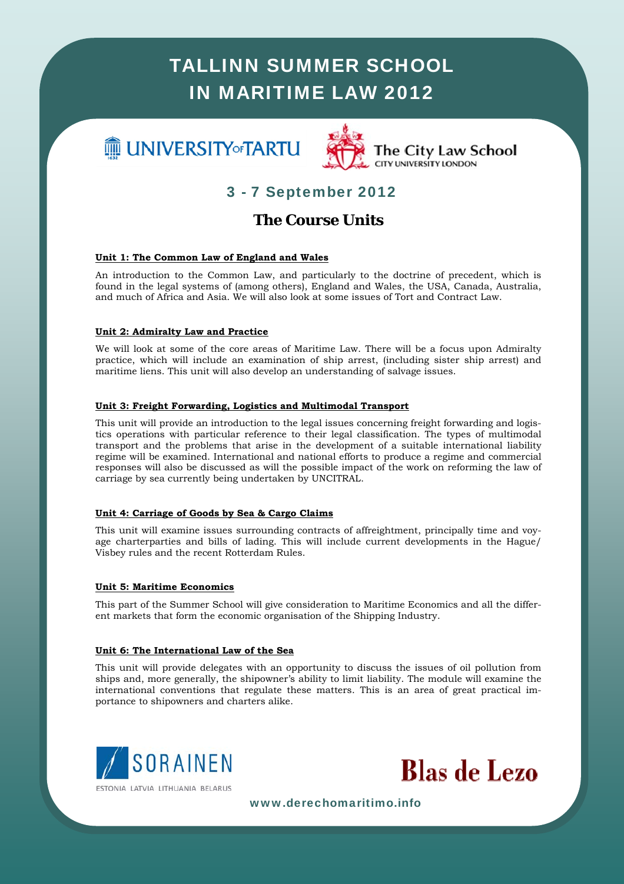# TALLINN SUMMER SCHOOL IN MARITIME LAW 2012

UNIVERSITY OF TARTU

The City Law School
CITY UNIVERSITY LONDON

## 3 - 7 September 2012

## The Course Units

**Unit 1: The Common Law of England and Wales**

An introduction to the Common Law, and particularly to the doctrine of precedent, which is found in the legal systems of (among others), England and Wales, the USA, Canada, Australia, and much of Africa and Asia. We will also look at some issues of Tort and Contract Law.

**Unit 2: Admiralty Law and Practice**

We will look at some of the core areas of Maritime Law. There will be a focus upon Admiralty practice, which will include an examination of ship arrest, (including sister ship arrest) and maritime liens. This unit will also develop an understanding of salvage issues.

**Unit 3: Freight Forwarding, Logistics and Multimodal Transport**

This unit will provide an introduction to the legal issues concerning freight forwarding and logistics operations with particular reference to their legal classification. The types of multimodal transport and the problems that arise in the development of a suitable international liability regime will be examined. International and national efforts to produce a regime and commercial responses will also be discussed as will the possible impact of the work on reforming the law of carriage by sea currently being undertaken by UNCITRAL.

**Unit 4: Carriage of Goods by Sea & Cargo Claims**

This unit will examine issues surrounding contracts of affreightment, principally time and voyage charterparties and bills of lading. This will include current developments in the Hague/ Visbey rules and the recent Rotterdam Rules.

**Unit 5: Maritime Economics**

This part of the Summer School will give consideration to Maritime Economics and all the different markets that form the economic organisation of the Shipping Industry.

**Unit 6: The International Law of the Sea**

This unit will provide delegates with an opportunity to discuss the issues of oil pollution from ships and, more generally, the shipowner's ability to limit liability. The module will examine the international conventions that regulate these matters. This is an area of great practical importance to shipowners and charters alike.

SORAINEN
ESTONIA LATVIA LITHUANIA BELARUS

Blas de Lezo

www.derechomaritimo.info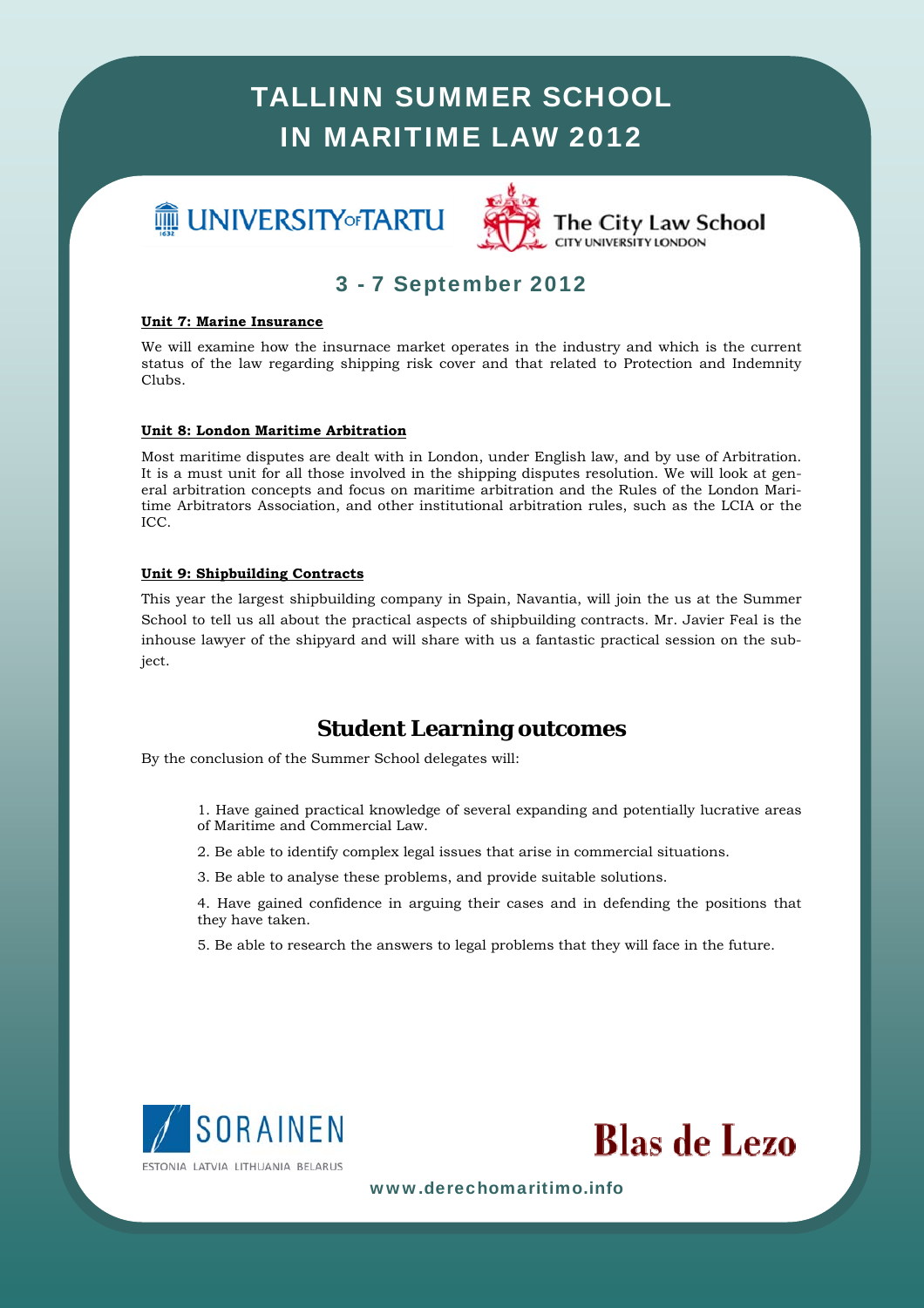# TALLINN SUMMER SCHOOL IN MARITIME LAW 2012

UNIVERSITY OF TARTU

The City Law School
CITY UNIVERSITY LONDON

## 3 - 7 September 2012

**Unit 7: Marine Insurance**

We will examine how the insurnace market operates in the industry and which is the current status of the law regarding shipping risk cover and that related to Protection and Indemnity Clubs.

**Unit 8: London Maritime Arbitration**

Most maritime disputes are dealt with in London, under English law, and by use of Arbitration. It is a must unit for all those involved in the shipping disputes resolution. We will look at general arbitration concepts and focus on maritime arbitration and the Rules of the London Maritime Arbitrators Association, and other institutional arbitration rules, such as the LCIA or the ICC.

**Unit 9: Shipbuilding Contracts**

This year the largest shipbuilding company in Spain, Navantia, will join the us at the Summer School to tell us all about the practical aspects of shipbuilding contracts. Mr. Javier Feal is the inhouse lawyer of the shipyard and will share with us a fantastic practical session on the subject.

## Student Learning outcomes

By the conclusion of the Summer School delegates will:

1. Have gained practical knowledge of several expanding and potentially lucrative areas of Maritime and Commercial Law.
2. Be able to identify complex legal issues that arise in commercial situations.
3. Be able to analyse these problems, and provide suitable solutions.
4. Have gained confidence in arguing their cases and in defending the positions that they have taken.
5. Be able to research the answers to legal problems that they will face in the future.

SORAINEN
ESTONIA LATVIA LITHUANIA BELARUS

Blas de Lezo

www.derechomaritimo.info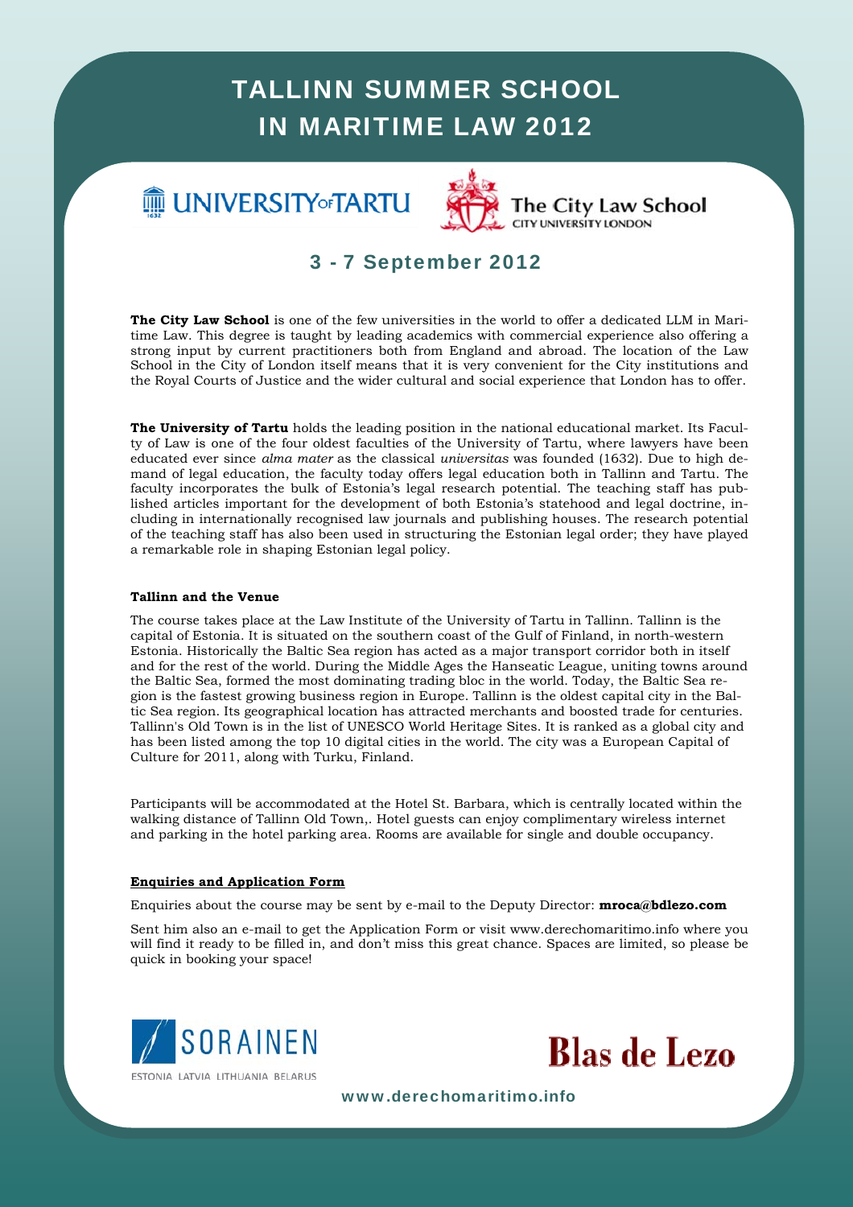# TALLINN SUMMER SCHOOL IN MARITIME LAW 2012

UNIVERSITY OF TARTU

The City Law School
CITY UNIVERSITY LONDON

## 3 - 7 September 2012

**The City Law School** is one of the few universities in the world to offer a dedicated LLM in Maritime Law. This degree is taught by leading academics with commercial experience also offering a strong input by current practitioners both from England and abroad. The location of the Law School in the City of London itself means that it is very convenient for the City institutions and the Royal Courts of Justice and the wider cultural and social experience that London has to offer.

**The University of Tartu** holds the leading position in the national educational market. Its Faculty of Law is one of the four oldest faculties of the University of Tartu, where lawyers have been educated ever since *alma mater* as the classical *universitas* was founded (1632). Due to high demand of legal education, the faculty today offers legal education both in Tallinn and Tartu. The faculty incorporates the bulk of Estonia's legal research potential. The teaching staff has published articles important for the development of both Estonia's statehood and legal doctrine, including in internationally recognised law journals and publishing houses. The research potential of the teaching staff has also been used in structuring the Estonian legal order; they have played a remarkable role in shaping Estonian legal policy.

### Tallinn and the Venue

The course takes place at the Law Institute of the University of Tartu in Tallinn. Tallinn is the capital of Estonia. It is situated on the southern coast of the Gulf of Finland, in north-western Estonia. Historically the Baltic Sea region has acted as a major transport corridor both in itself and for the rest of the world. During the Middle Ages the Hanseatic League, uniting towns around the Baltic Sea, formed the most dominating trading bloc in the world. Today, the Baltic Sea region is the fastest growing business region in Europe. Tallinn is the oldest capital city in the Baltic Sea region. Its geographical location has attracted merchants and boosted trade for centuries. Tallinn's Old Town is in the list of UNESCO World Heritage Sites. It is ranked as a global city and has been listed among the top 10 digital cities in the world. The city was a European Capital of Culture for 2011, along with Turku, Finland.

Participants will be accommodated at the Hotel St. Barbara, which is centrally located within the walking distance of Tallinn Old Town,. Hotel guests can enjoy complimentary wireless internet and parking in the hotel parking area. Rooms are available for single and double occupancy.

### Enquiries and Application Form

Enquiries about the course may be sent by e-mail to the Deputy Director: **mroca@bdlezo.com**

Sent him also an e-mail to get the Application Form or visit www.derechomaritimo.info where you will find it ready to be filled in, and don't miss this great chance. Spaces are limited, so please be quick in booking your space!

SORAINEN
ESTONIA LATVIA LITHUANIA BELARUS

Blas de Lezo

www.derechomaritimo.info